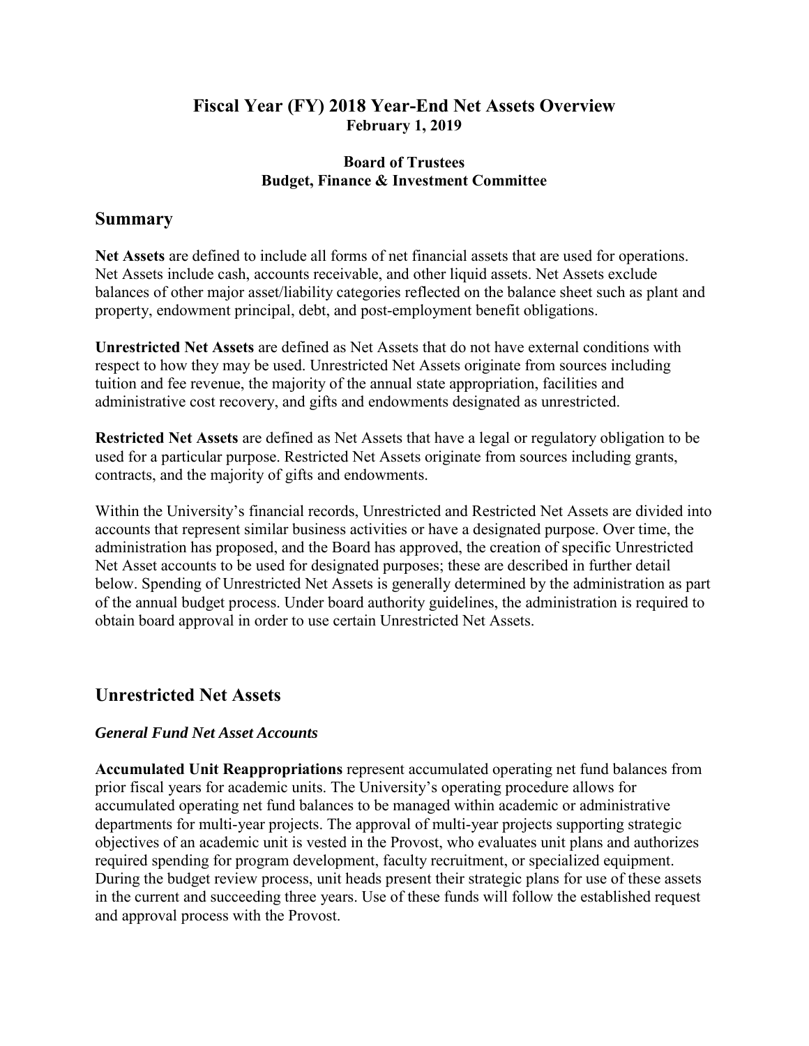# Fiscal Year (FY) 2018 Year-End Net Assets Overview

**February 1, 2019**

**Board of Trustees**
**Budget, Finance & Investment Committee**

## Summary

**Net Assets** are defined to include all forms of net financial assets that are used for operations. Net Assets include cash, accounts receivable, and other liquid assets. Net Assets exclude balances of other major asset/liability categories reflected on the balance sheet such as plant and property, endowment principal, debt, and post-employment benefit obligations.

**Unrestricted Net Assets** are defined as Net Assets that do not have external conditions with respect to how they may be used. Unrestricted Net Assets originate from sources including tuition and fee revenue, the majority of the annual state appropriation, facilities and administrative cost recovery, and gifts and endowments designated as unrestricted.

**Restricted Net Assets** are defined as Net Assets that have a legal or regulatory obligation to be used for a particular purpose. Restricted Net Assets originate from sources including grants, contracts, and the majority of gifts and endowments.

Within the University's financial records, Unrestricted and Restricted Net Assets are divided into accounts that represent similar business activities or have a designated purpose. Over time, the administration has proposed, and the Board has approved, the creation of specific Unrestricted Net Asset accounts to be used for designated purposes; these are described in further detail below. Spending of Unrestricted Net Assets is generally determined by the administration as part of the annual budget process. Under board authority guidelines, the administration is required to obtain board approval in order to use certain Unrestricted Net Assets.

## Unrestricted Net Assets

### *General Fund Net Asset Accounts*

**Accumulated Unit Reappropriations** represent accumulated operating net fund balances from prior fiscal years for academic units. The University's operating procedure allows for accumulated operating net fund balances to be managed within academic or administrative departments for multi-year projects. The approval of multi-year projects supporting strategic objectives of an academic unit is vested in the Provost, who evaluates unit plans and authorizes required spending for program development, faculty recruitment, or specialized equipment. During the budget review process, unit heads present their strategic plans for use of these assets in the current and succeeding three years. Use of these funds will follow the established request and approval process with the Provost.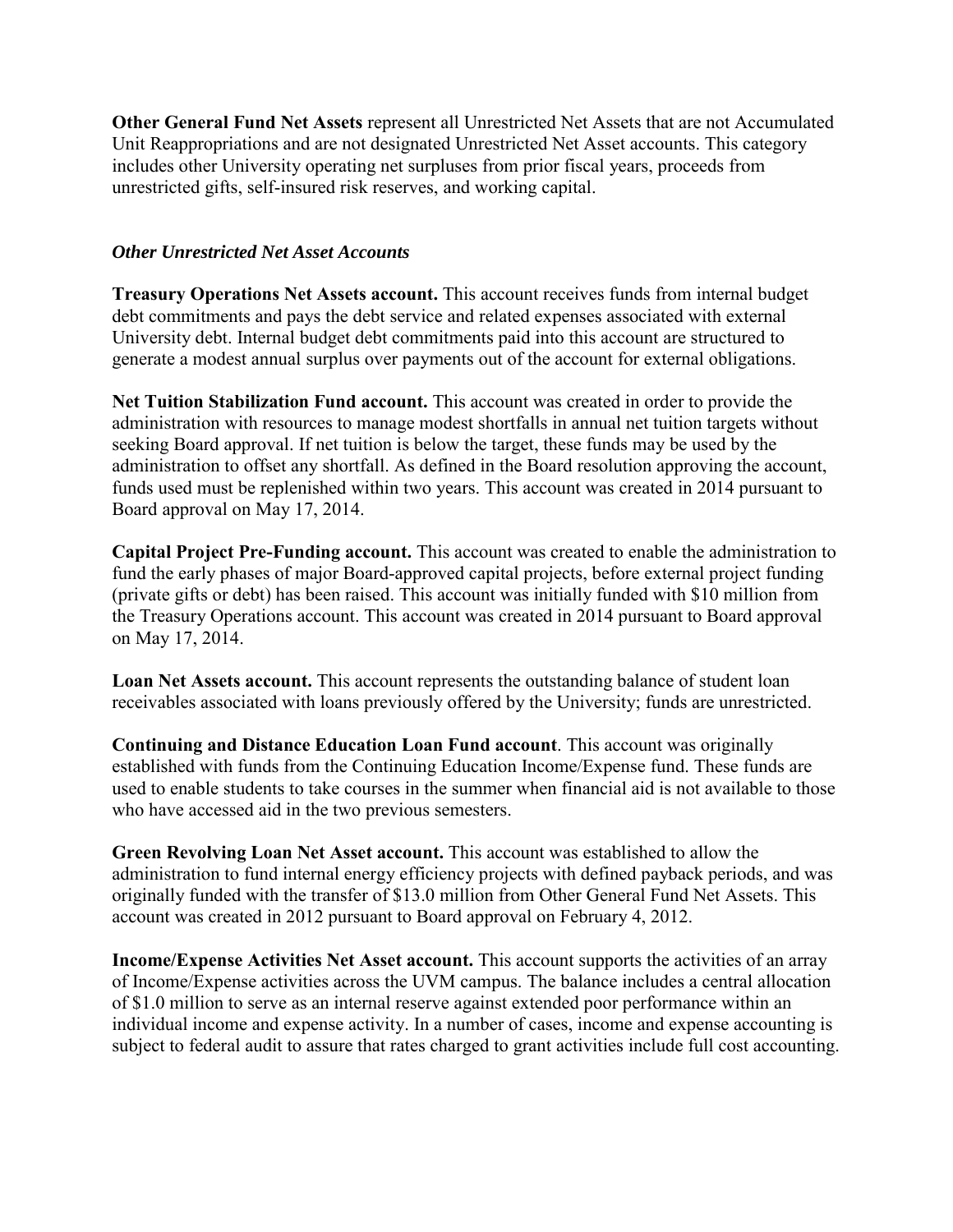**Other General Fund Net Assets** represent all Unrestricted Net Assets that are not Accumulated Unit Reappropriations and are not designated Unrestricted Net Asset accounts. This category includes other University operating net surpluses from prior fiscal years, proceeds from unrestricted gifts, self-insured risk reserves, and working capital.

***Other Unrestricted Net Asset Accounts***

**Treasury Operations Net Assets account.** This account receives funds from internal budget debt commitments and pays the debt service and related expenses associated with external University debt. Internal budget debt commitments paid into this account are structured to generate a modest annual surplus over payments out of the account for external obligations.

**Net Tuition Stabilization Fund account.** This account was created in order to provide the administration with resources to manage modest shortfalls in annual net tuition targets without seeking Board approval. If net tuition is below the target, these funds may be used by the administration to offset any shortfall. As defined in the Board resolution approving the account, funds used must be replenished within two years. This account was created in 2014 pursuant to Board approval on May 17, 2014.

**Capital Project Pre-Funding account.** This account was created to enable the administration to fund the early phases of major Board-approved capital projects, before external project funding (private gifts or debt) has been raised. This account was initially funded with $10 million from the Treasury Operations account. This account was created in 2014 pursuant to Board approval on May 17, 2014.

**Loan Net Assets account.** This account represents the outstanding balance of student loan receivables associated with loans previously offered by the University; funds are unrestricted.

**Continuing and Distance Education Loan Fund account**. This account was originally established with funds from the Continuing Education Income/Expense fund. These funds are used to enable students to take courses in the summer when financial aid is not available to those who have accessed aid in the two previous semesters.

**Green Revolving Loan Net Asset account.** This account was established to allow the administration to fund internal energy efficiency projects with defined payback periods, and was originally funded with the transfer of $13.0 million from Other General Fund Net Assets. This account was created in 2012 pursuant to Board approval on February 4, 2012.

**Income/Expense Activities Net Asset account.** This account supports the activities of an array of Income/Expense activities across the UVM campus. The balance includes a central allocation of $1.0 million to serve as an internal reserve against extended poor performance within an individual income and expense activity. In a number of cases, income and expense accounting is subject to federal audit to assure that rates charged to grant activities include full cost accounting.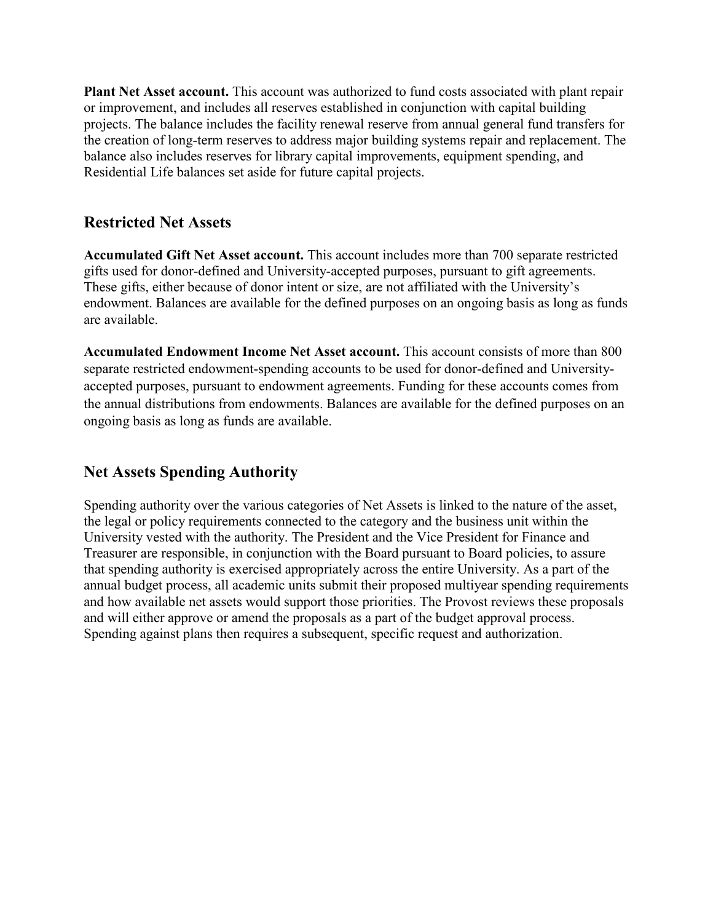**Plant Net Asset account.** This account was authorized to fund costs associated with plant repair or improvement, and includes all reserves established in conjunction with capital building projects. The balance includes the facility renewal reserve from annual general fund transfers for the creation of long-term reserves to address major building systems repair and replacement. The balance also includes reserves for library capital improvements, equipment spending, and Residential Life balances set aside for future capital projects.

## Restricted Net Assets

**Accumulated Gift Net Asset account.** This account includes more than 700 separate restricted gifts used for donor-defined and University-accepted purposes, pursuant to gift agreements. These gifts, either because of donor intent or size, are not affiliated with the University's endowment. Balances are available for the defined purposes on an ongoing basis as long as funds are available.

**Accumulated Endowment Income Net Asset account.** This account consists of more than 800 separate restricted endowment-spending accounts to be used for donor-defined and University-accepted purposes, pursuant to endowment agreements. Funding for these accounts comes from the annual distributions from endowments. Balances are available for the defined purposes on an ongoing basis as long as funds are available.

## Net Assets Spending Authority

Spending authority over the various categories of Net Assets is linked to the nature of the asset, the legal or policy requirements connected to the category and the business unit within the University vested with the authority. The President and the Vice President for Finance and Treasurer are responsible, in conjunction with the Board pursuant to Board policies, to assure that spending authority is exercised appropriately across the entire University. As a part of the annual budget process, all academic units submit their proposed multiyear spending requirements and how available net assets would support those priorities. The Provost reviews these proposals and will either approve or amend the proposals as a part of the budget approval process. Spending against plans then requires a subsequent, specific request and authorization.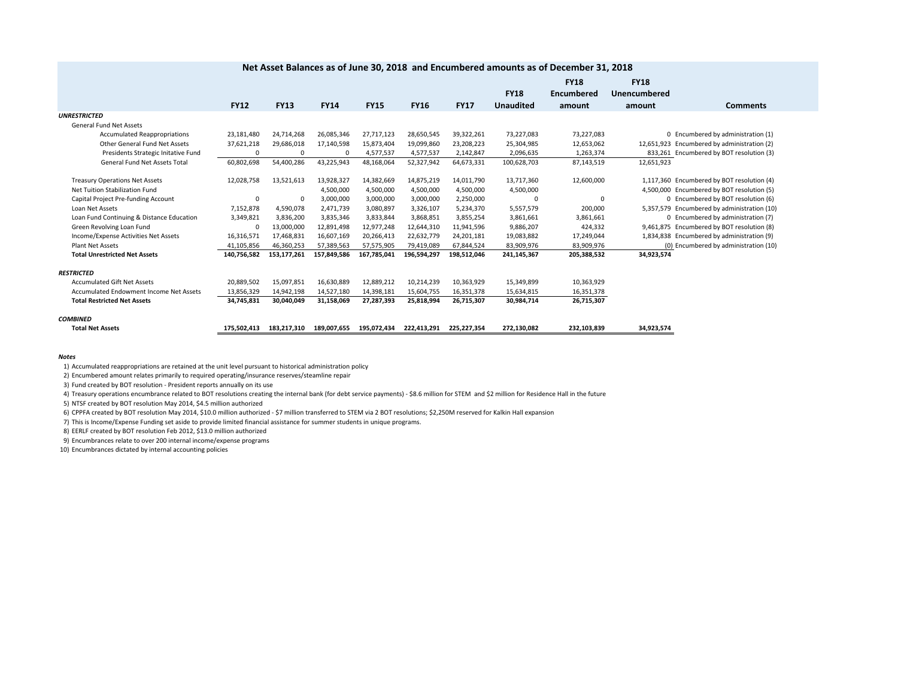## Net Asset Balances as of June 30, 2018 and Encumbered amounts as of December 31, 2018

| | FY12 | FY13 | FY14 | FY15 | FY16 | FY17 | FY18 Unaudited | FY18 Encumbered amount | FY18 Unencumbered amount | Comments |
|---|---|---|---|---|---|---|---|---|---|---|
| ***UNRESTRICTED*** | | | | | | | | | | |
| General Fund Net Assets | | | | | | | | | | |
| Accumulated Reappropriations | 23,181,480 | 24,714,268 | 26,085,346 | 27,717,123 | 28,650,545 | 39,322,261 | 73,227,083 | 73,227,083 | 0 | Encumbered by administration (1) |
| Other General Fund Net Assets | 37,621,218 | 29,686,018 | 17,140,598 | 15,873,404 | 19,099,860 | 23,208,223 | 25,304,985 | 12,653,062 | 12,651,923 | Encumbered by administration (2) |
| Presidents Strategic Initative Fund | 0 | 0 | 0 | 4,577,537 | 4,577,537 | 2,142,847 | 2,096,635 | 1,263,374 | 833,261 | Encumbered by BOT resolution (3) |
| General Fund Net Assets Total | 60,802,698 | 54,400,286 | 43,225,943 | 48,168,064 | 52,327,942 | 64,673,331 | 100,628,703 | 87,143,519 | 12,651,923 | |
| Treasury Operations Net Assets | 12,028,758 | 13,521,613 | 13,928,327 | 14,382,669 | 14,875,219 | 14,011,790 | 13,717,360 | 12,600,000 | 1,117,360 | Encumbered by BOT resolution (4) |
| Net Tuition Stabilization Fund | | | 4,500,000 | 4,500,000 | 4,500,000 | 4,500,000 | 4,500,000 | | 4,500,000 | Encumbered by BOT resolution (5) |
| Capital Project Pre-funding Account | 0 | 0 | 3,000,000 | 3,000,000 | 3,000,000 | 2,250,000 | 0 | 0 | 0 | Encumbered by BOT resolution (6) |
| Loan Net Assets | 7,152,878 | 4,590,078 | 2,471,739 | 3,080,897 | 3,326,107 | 5,234,370 | 5,557,579 | 200,000 | 5,357,579 | Encumbered by administration (10) |
| Loan Fund Continuing & Distance Education | 3,349,821 | 3,836,200 | 3,835,346 | 3,833,844 | 3,868,851 | 3,855,254 | 3,861,661 | 3,861,661 | 0 | Encumbered by administration (7) |
| Green Revolving Loan Fund | 0 | 13,000,000 | 12,891,498 | 12,977,248 | 12,644,310 | 11,941,596 | 9,886,207 | 424,332 | 9,461,875 | Encumbered by BOT resolution (8) |
| Income/Expense Activities Net Assets | 16,316,571 | 17,468,831 | 16,607,169 | 20,266,413 | 22,632,779 | 24,201,181 | 19,083,882 | 17,249,044 | 1,834,838 | Encumbered by administration (9) |
| Plant Net Assets | 41,105,856 | 46,360,253 | 57,389,563 | 57,575,905 | 79,419,089 | 67,844,524 | 83,909,976 | 83,909,976 | (0) | Encumbered by administration (10) |
| **Total Unrestricted Net Assets** | **140,756,582** | **153,177,261** | **157,849,586** | **167,785,041** | **196,594,297** | **198,512,046** | **241,145,367** | **205,388,532** | **34,923,574** | |
| ***RESTRICTED*** | | | | | | | | | | |
| Accumulated Gift Net Assets | 20,889,502 | 15,097,851 | 16,630,889 | 12,889,212 | 10,214,239 | 10,363,929 | 15,349,899 | 10,363,929 | | |
| Accumulated Endowment Income Net Assets | 13,856,329 | 14,942,198 | 14,527,180 | 14,398,181 | 15,604,755 | 16,351,378 | 15,634,815 | 16,351,378 | | |
| **Total Restricted Net Assets** | **34,745,831** | **30,040,049** | **31,158,069** | **27,287,393** | **25,818,994** | **26,715,307** | **30,984,714** | **26,715,307** | | |
| ***COMBINED*** | | | | | | | | | | |
| **Total Net Assets** | **175,502,413** | **183,217,310** | **189,007,655** | **195,072,434** | **222,413,291** | **225,227,354** | **272,130,082** | **232,103,839** | **34,923,574** | |

***Notes***

1) Accumulated reappropriations are retained at the unit level pursuant to historical administration policy
2) Encumbered amount relates primarily to required operating/insurance reserves/steamline repair
3) Fund created by BOT resolution - President reports annually on its use
4) Treasury operations encumbrance related to BOT resolutions creating the internal bank (for debt service payments) - $8.6 million for STEM and $2 million for Residence Hall in the future
5) NTSF created by BOT resolution May 2014, $4.5 million authorized
6) CPPFA created by BOT resolution May 2014, $10.0 million authorized - $7 million transferred to STEM via 2 BOT resolutions; $2,250M reserved for Kalkin Hall expansion
7) This is Income/Expense Funding set aside to provide limited financial assistance for summer students in unique programs.
8) EERLF created by BOT resolution Feb 2012, $13.0 million authorized
9) Encumbrances relate to over 200 internal income/expense programs
10) Encumbrances dictated by internal accounting policies